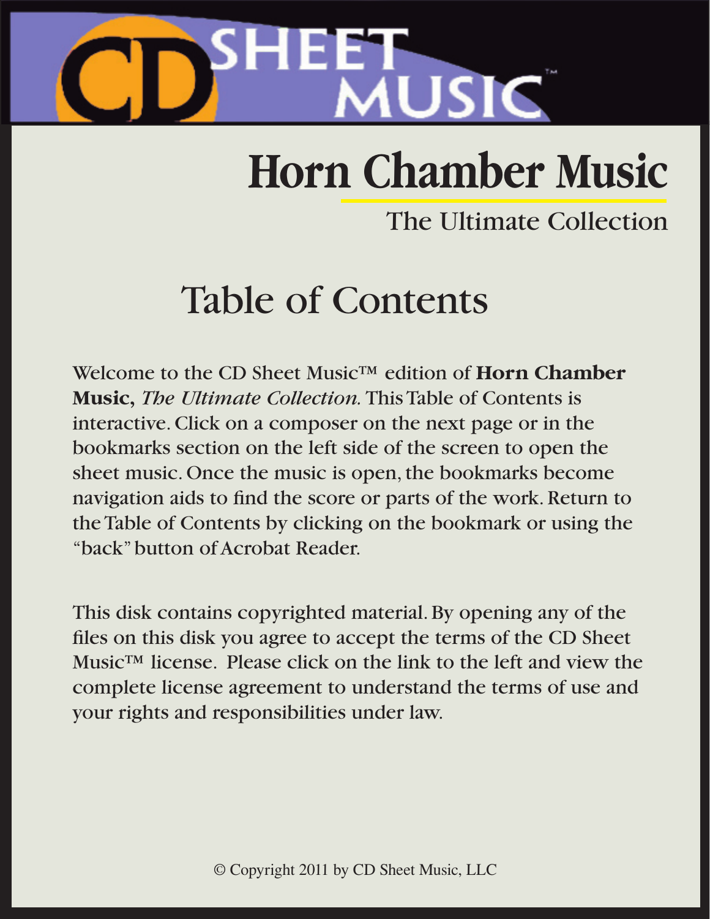CD SHEET MUSIC™

# Horn Chamber Music

The Ultimate Collection

## Table of Contents

Welcome to the CD Sheet Music™ edition of **Horn Chamber Music,** *The Ultimate Collection.* This Table of Contents is interactive. Click on a composer on the next page or in the bookmarks section on the left side of the screen to open the sheet music. Once the music is open, the bookmarks become navigation aids to find the score or parts of the work. Return to the Table of Contents by clicking on the bookmark or using the "back" button of Acrobat Reader.

This disk contains copyrighted material. By opening any of the files on this disk you agree to accept the terms of the CD Sheet Music™ license. Please click on the link to the left and view the complete license agreement to understand the terms of use and your rights and responsibilities under law.

© Copyright 2011 by CD Sheet Music, LLC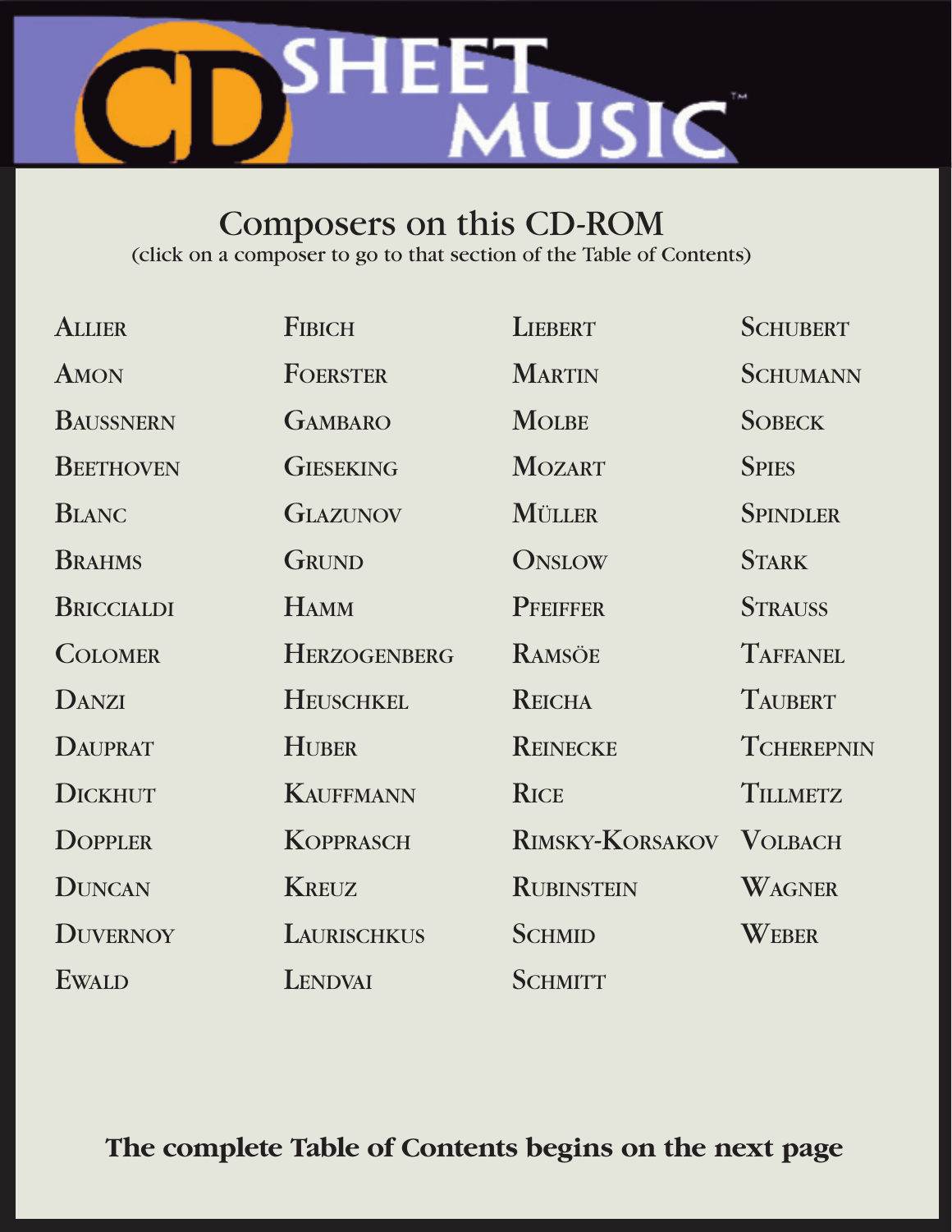# Composers on this CD-ROM

(click on a composer to go to that section of the Table of Contents)

- Allier
- Amon
- Baussnern
- Beethoven
- Blanc
- Brahms
- Briccialdi
- Colomer
- Danzi
- Dauprat
- Dickhut
- Doppler
- Duncan
- Duvernoy
- Ewald
- Fibich
- Foerster
- Gambaro
- Gieseking
- Glazunov
- Grund
- Hamm
- Herzogenberg
- Heuschkel
- Huber
- Kauffmann
- Kopprasch
- Kreuz
- Laurischkus
- Lendvai
- Liebert
- Martin
- Molbe
- Mozart
- Müller
- Onslow
- Pfeiffer
- Ramsöe
- Reicha
- Reinecke
- Rice
- Rimsky-Korsakov
- Rubinstein
- Schmid
- Schmitt
- Schubert
- Schumann
- Sobeck
- Spies
- Spindler
- Stark
- Strauss
- Taffanel
- Taubert
- Tcherepnin
- Tillmetz
- Volbach
- Wagner
- Weber

**The complete Table of Contents begins on the next page**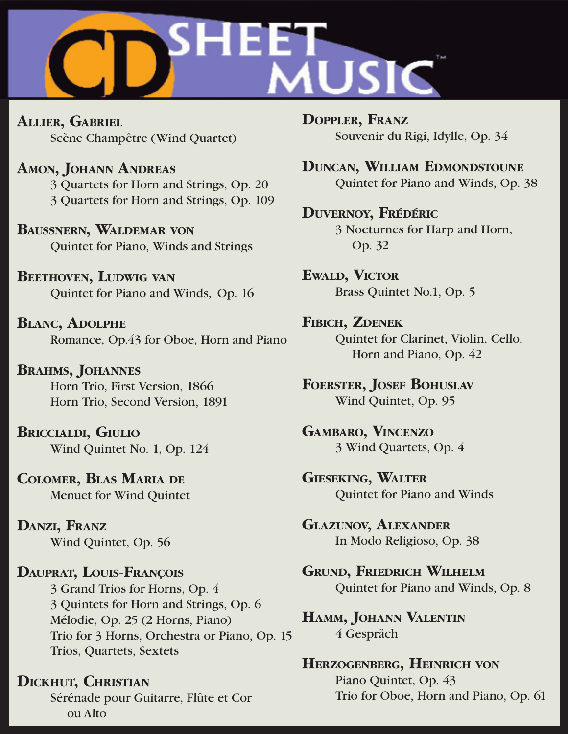# CD SHEET MUSIC™

**ALLIER, GABRIEL**
Scène Champêtre (Wind Quartet)

**AMON, JOHANN ANDREAS**
3 Quartets for Horn and Strings, Op. 20
3 Quartets for Horn and Strings, Op. 109

**BAUSSNERN, WALDEMAR VON**
Quintet for Piano, Winds and Strings

**BEETHOVEN, LUDWIG VAN**
Quintet for Piano and Winds, Op. 16

**BLANC, ADOLPHE**
Romance, Op.43 for Oboe, Horn and Piano

**BRAHMS, JOHANNES**
Horn Trio, First Version, 1866
Horn Trio, Second Version, 1891

**BRICCIALDI, GIULIO**
Wind Quintet No. 1, Op. 124

**COLOMER, BLAS MARIA DE**
Menuet for Wind Quintet

**DANZI, FRANZ**
Wind Quintet, Op. 56

**DAUPRAT, LOUIS-FRANÇOIS**
3 Grand Trios for Horns, Op. 4
3 Quintets for Horn and Strings, Op. 6
Mélodie, Op. 25 (2 Horns, Piano)
Trio for 3 Horns, Orchestra or Piano, Op. 15
Trios, Quartets, Sextets

**DICKHUT, CHRISTIAN**
Sérénade pour Guitarre, Flûte et Cor ou Alto

**DOPPLER, FRANZ**
Souvenir du Rigi, Idylle, Op. 34

**DUNCAN, WILLIAM EDMONDSTOUNE**
Quintet for Piano and Winds, Op. 38

**DUVERNOY, FRÉDÉRIC**
3 Nocturnes for Harp and Horn, Op. 32

**EWALD, VICTOR**
Brass Quintet No.1, Op. 5

**FIBICH, ZDENEK**
Quintet for Clarinet, Violin, Cello, Horn and Piano, Op. 42

**FOERSTER, JOSEF BOHUSLAV**
Wind Quintet, Op. 95

**GAMBARO, VINCENZO**
3 Wind Quartets, Op. 4

**GIESEKING, WALTER**
Quintet for Piano and Winds

**GLAZUNOV, ALEXANDER**
In Modo Religioso, Op. 38

**GRUND, FRIEDRICH WILHELM**
Quintet for Piano and Winds, Op. 8

**HAMM, JOHANN VALENTIN**
4 Gespräch

**HERZOGENBERG, HEINRICH VON**
Piano Quintet, Op. 43
Trio for Oboe, Horn and Piano, Op. 61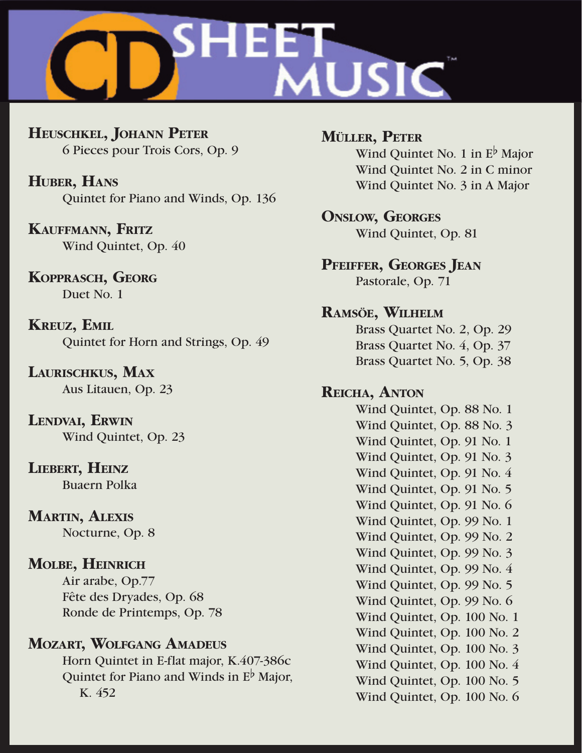**HEUSCHKEL, JOHANN PETER**
6 Pieces pour Trois Cors, Op. 9

**HUBER, HANS**
Quintet for Piano and Winds, Op. 136

**KAUFFMANN, FRITZ**
Wind Quintet, Op. 40

**KOPPRASCH, GEORG**
Duet No. 1

**KREUZ, EMIL**
Quintet for Horn and Strings, Op. 49

**LAURISCHKUS, MAX**
Aus Litauen, Op. 23

**LENDVAI, ERWIN**
Wind Quintet, Op. 23

**LIEBERT, HEINZ**
Buaern Polka

**MARTIN, ALEXIS**
Nocturne, Op. 8

**MOLBE, HEINRICH**
Air arabe, Op.77
Fête des Dryades, Op. 68
Ronde de Printemps, Op. 78

**MOZART, WOLFGANG AMADEUS**
Horn Quintet in E-flat major, K.407-386c
Quintet for Piano and Winds in E♭ Major, K. 452

**MÜLLER, PETER**
Wind Quintet No. 1 in E♭ Major
Wind Quintet No. 2 in C minor
Wind Quintet No. 3 in A Major

**ONSLOW, GEORGES**
Wind Quintet, Op. 81

**PFEIFFER, GEORGES JEAN**
Pastorale, Op. 71

**RAMSÖE, WILHELM**
Brass Quartet No. 2, Op. 29
Brass Quartet No. 4, Op. 37
Brass Quartet No. 5, Op. 38

**REICHA, ANTON**
Wind Quintet, Op. 88 No. 1
Wind Quintet, Op. 88 No. 3
Wind Quintet, Op. 91 No. 1
Wind Quintet, Op. 91 No. 3
Wind Quintet, Op. 91 No. 4
Wind Quintet, Op. 91 No. 5
Wind Quintet, Op. 91 No. 6
Wind Quintet, Op. 99 No. 1
Wind Quintet, Op. 99 No. 2
Wind Quintet, Op. 99 No. 3
Wind Quintet, Op. 99 No. 4
Wind Quintet, Op. 99 No. 5
Wind Quintet, Op. 99 No. 6
Wind Quintet, Op. 100 No. 1
Wind Quintet, Op. 100 No. 2
Wind Quintet, Op. 100 No. 3
Wind Quintet, Op. 100 No. 4
Wind Quintet, Op. 100 No. 5
Wind Quintet, Op. 100 No. 6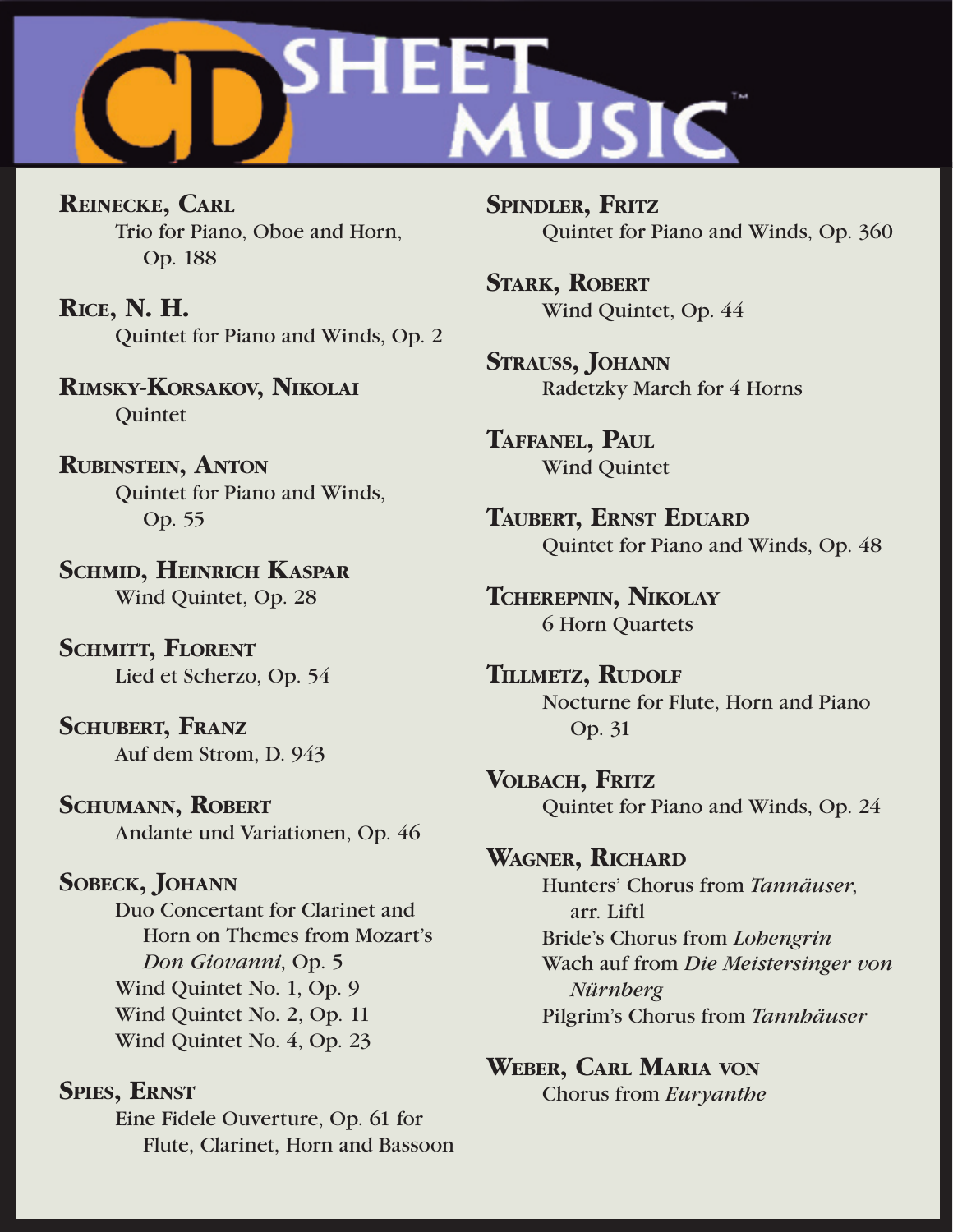**Reinecke, Carl**
Trio for Piano, Oboe and Horn, Op. 188

**Rice, N. H.**
Quintet for Piano and Winds, Op. 2

**Rimsky-Korsakov, Nikolai**
Quintet

**Rubinstein, Anton**
Quintet for Piano and Winds, Op. 55

**Schmid, Heinrich Kaspar**
Wind Quintet, Op. 28

**Schmitt, Florent**
Lied et Scherzo, Op. 54

**Schubert, Franz**
Auf dem Strom, D. 943

**Schumann, Robert**
Andante und Variationen, Op. 46

**Sobeck, Johann**
Duo Concertant for Clarinet and Horn on Themes from Mozart's *Don Giovanni*, Op. 5
Wind Quintet No. 1, Op. 9
Wind Quintet No. 2, Op. 11
Wind Quintet No. 4, Op. 23

**Spies, Ernst**
Eine Fidele Ouverture, Op. 61 for Flute, Clarinet, Horn and Bassoon

**Spindler, Fritz**
Quintet for Piano and Winds, Op. 360

**Stark, Robert**
Wind Quintet, Op. 44

**Strauss, Johann**
Radetzky March for 4 Horns

**Taffanel, Paul**
Wind Quintet

**Taubert, Ernst Eduard**
Quintet for Piano and Winds, Op. 48

**Tcherepnin, Nikolay**
6 Horn Quartets

**Tillmetz, Rudolf**
Nocturne for Flute, Horn and Piano Op. 31

**Volbach, Fritz**
Quintet for Piano and Winds, Op. 24

**Wagner, Richard**
Hunters' Chorus from *Tannäuser*, arr. Liftl
Bride's Chorus from *Lohengrin*
Wach auf from *Die Meistersinger von Nürnberg*
Pilgrim's Chorus from *Tannhäuser*

**Weber, Carl Maria von**
Chorus from *Euryanthe*